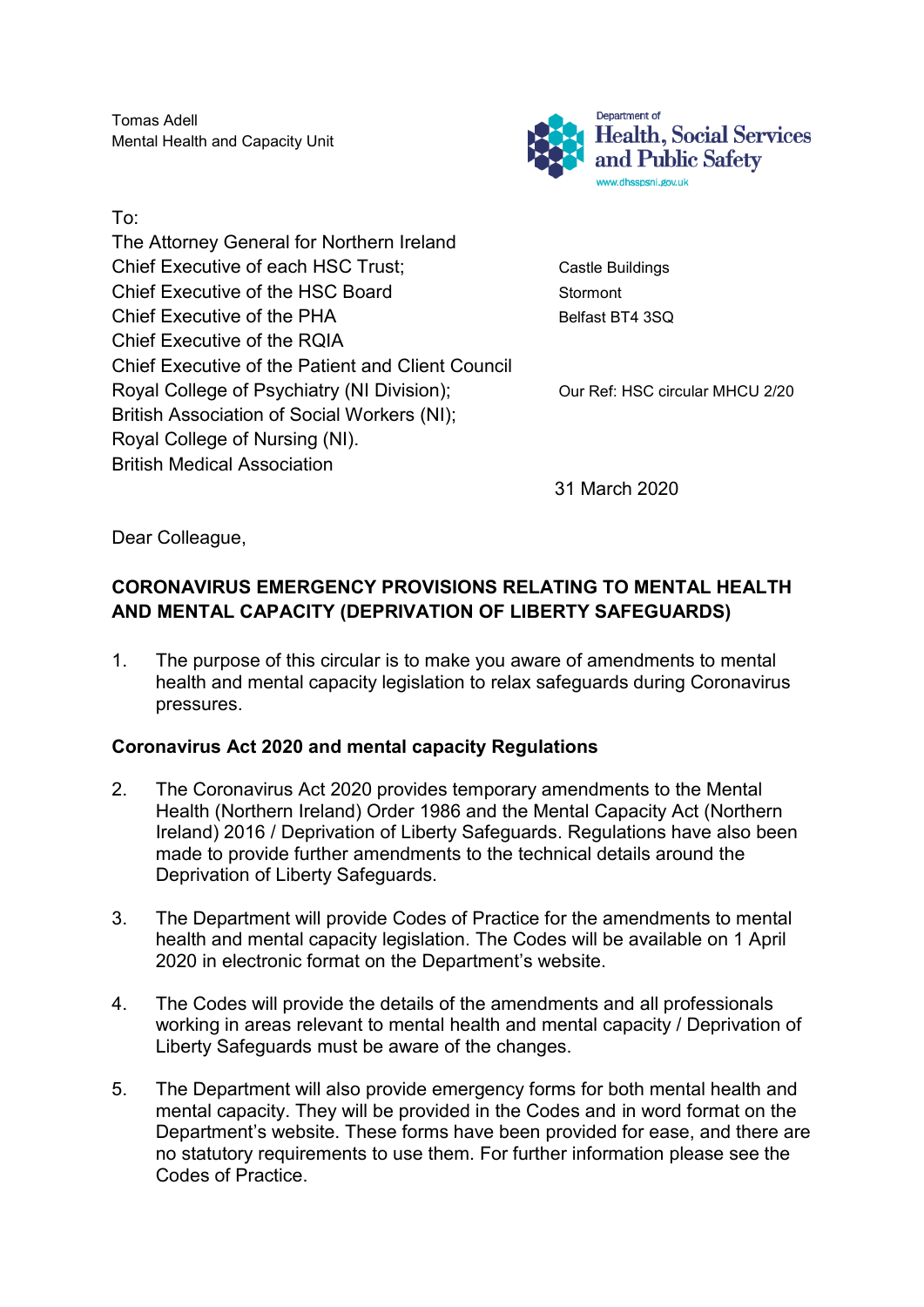Tomas Adell
Mental Health and Capacity Unit

Department of Health, Social Services and Public Safety
www.dhsspsni.gov.uk

To:
The Attorney General for Northern Ireland
Chief Executive of each HSC Trust;
Chief Executive of the HSC Board
Chief Executive of the PHA
Chief Executive of the RQIA
Chief Executive of the Patient and Client Council
Royal College of Psychiatry (NI Division);
British Association of Social Workers (NI);
Royal College of Nursing (NI).
British Medical Association

Castle Buildings
Stormont
Belfast BT4 3SQ

Our Ref: HSC circular MHCU 2/20

31 March 2020

Dear Colleague,

**CORONAVIRUS EMERGENCY PROVISIONS RELATING TO MENTAL HEALTH AND MENTAL CAPACITY (DEPRIVATION OF LIBERTY SAFEGUARDS)**

1. The purpose of this circular is to make you aware of amendments to mental health and mental capacity legislation to relax safeguards during Coronavirus pressures.

**Coronavirus Act 2020 and mental capacity Regulations**

2. The Coronavirus Act 2020 provides temporary amendments to the Mental Health (Northern Ireland) Order 1986 and the Mental Capacity Act (Northern Ireland) 2016 / Deprivation of Liberty Safeguards. Regulations have also been made to provide further amendments to the technical details around the Deprivation of Liberty Safeguards.

3. The Department will provide Codes of Practice for the amendments to mental health and mental capacity legislation. The Codes will be available on 1 April 2020 in electronic format on the Department's website.

4. The Codes will provide the details of the amendments and all professionals working in areas relevant to mental health and mental capacity / Deprivation of Liberty Safeguards must be aware of the changes.

5. The Department will also provide emergency forms for both mental health and mental capacity. They will be provided in the Codes and in word format on the Department's website. These forms have been provided for ease, and there are no statutory requirements to use them. For further information please see the Codes of Practice.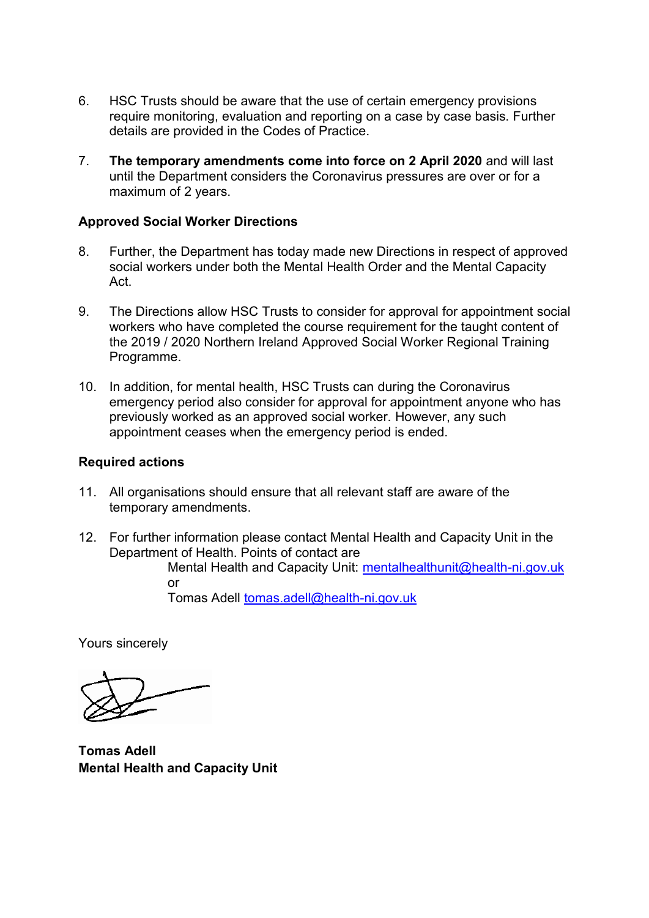6. HSC Trusts should be aware that the use of certain emergency provisions require monitoring, evaluation and reporting on a case by case basis. Further details are provided in the Codes of Practice.

7. **The temporary amendments come into force on 2 April 2020** and will last until the Department considers the Coronavirus pressures are over or for a maximum of 2 years.

**Approved Social Worker Directions**

8. Further, the Department has today made new Directions in respect of approved social workers under both the Mental Health Order and the Mental Capacity Act.

9. The Directions allow HSC Trusts to consider for approval for appointment social workers who have completed the course requirement for the taught content of the 2019 / 2020 Northern Ireland Approved Social Worker Regional Training Programme.

10. In addition, for mental health, HSC Trusts can during the Coronavirus emergency period also consider for approval for appointment anyone who has previously worked as an approved social worker. However, any such appointment ceases when the emergency period is ended.

**Required actions**

11. All organisations should ensure that all relevant staff are aware of the temporary amendments.

12. For further information please contact Mental Health and Capacity Unit in the Department of Health. Points of contact are

    Mental Health and Capacity Unit: mentalhealthunit@health-ni.gov.uk
    or
    Tomas Adell tomas.adell@health-ni.gov.uk

Yours sincerely

**Tomas Adell**
**Mental Health and Capacity Unit**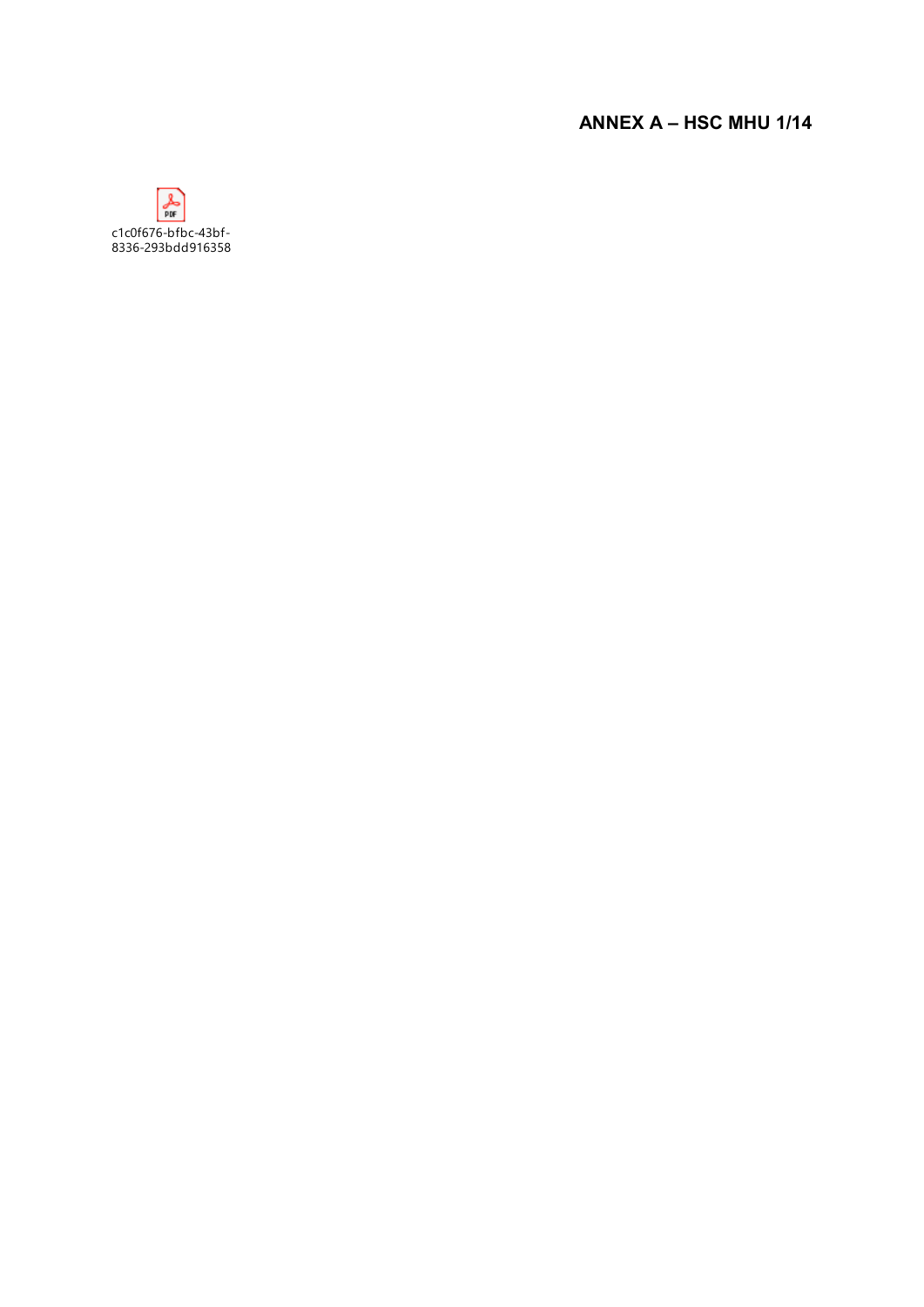**ANNEX A – HSC MHU 1/14**

c1c0f676-bfbc-43bf-8336-293bdd916358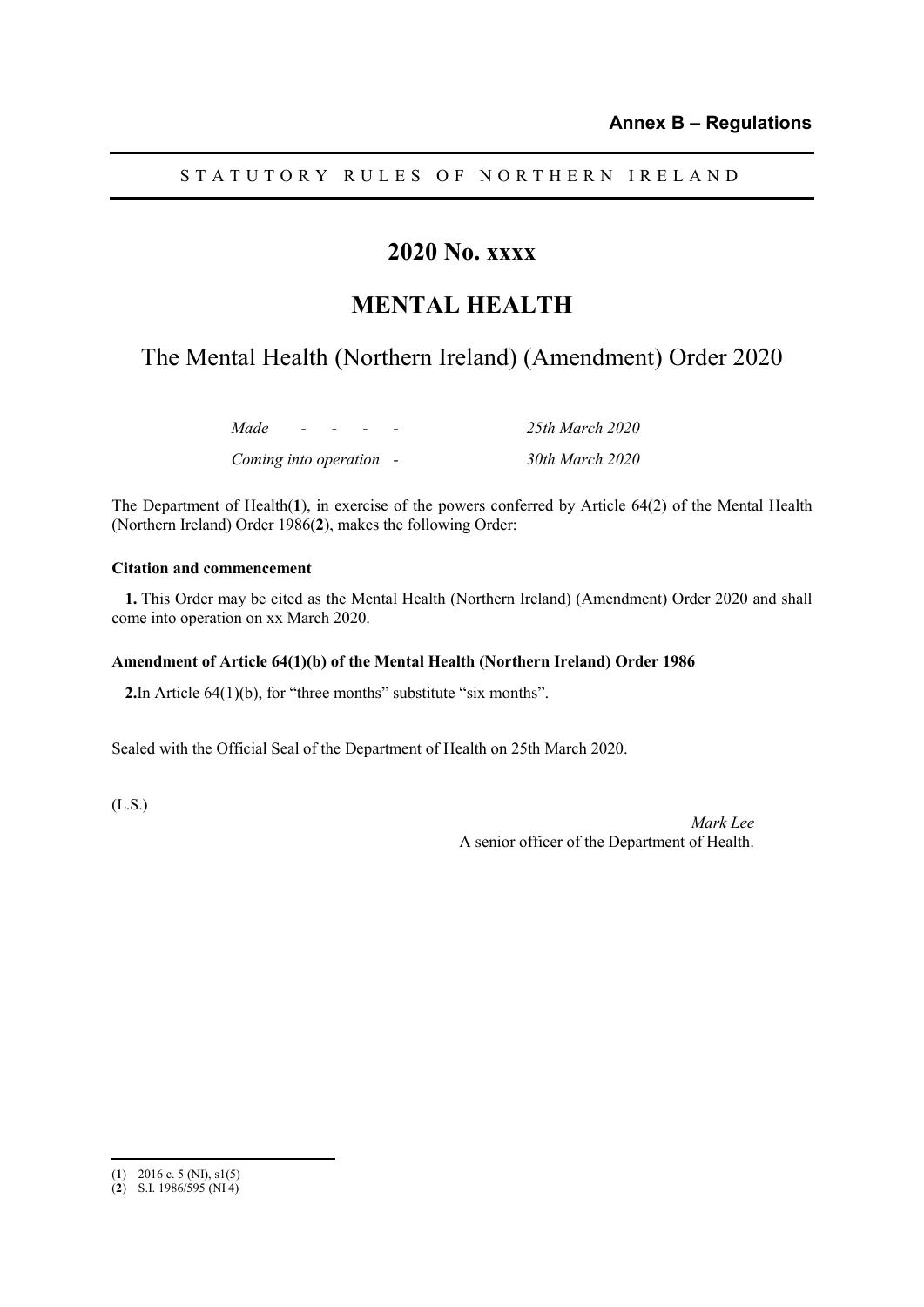**Annex B – Regulations**

STATUTORY RULES OF NORTHERN IRELAND

# 2020 No. xxxx

# MENTAL HEALTH

## The Mental Health (Northern Ireland) (Amendment) Order 2020

*Made* - - - - *25th March 2020*

*Coming into operation* - *30th March 2020*

The Department of Health([1]), in exercise of the powers conferred by Article 64(2) of the Mental Health (Northern Ireland) Order 1986([2]), makes the following Order:

**Citation and commencement**

**1.** This Order may be cited as the Mental Health (Northern Ireland) (Amendment) Order 2020 and shall come into operation on xx March 2020.

**Amendment of Article 64(1)(b) of the Mental Health (Northern Ireland) Order 1986**

**2.**In Article 64(1)(b), for "three months" substitute "six months".

Sealed with the Official Seal of the Department of Health on 25th March 2020.

(L.S.)

*Mark Lee*
A senior officer of the Department of Health.

---

([1]) 2016 c. 5 (NI), s1(5)
([2]) S.I. 1986/595 (NI 4)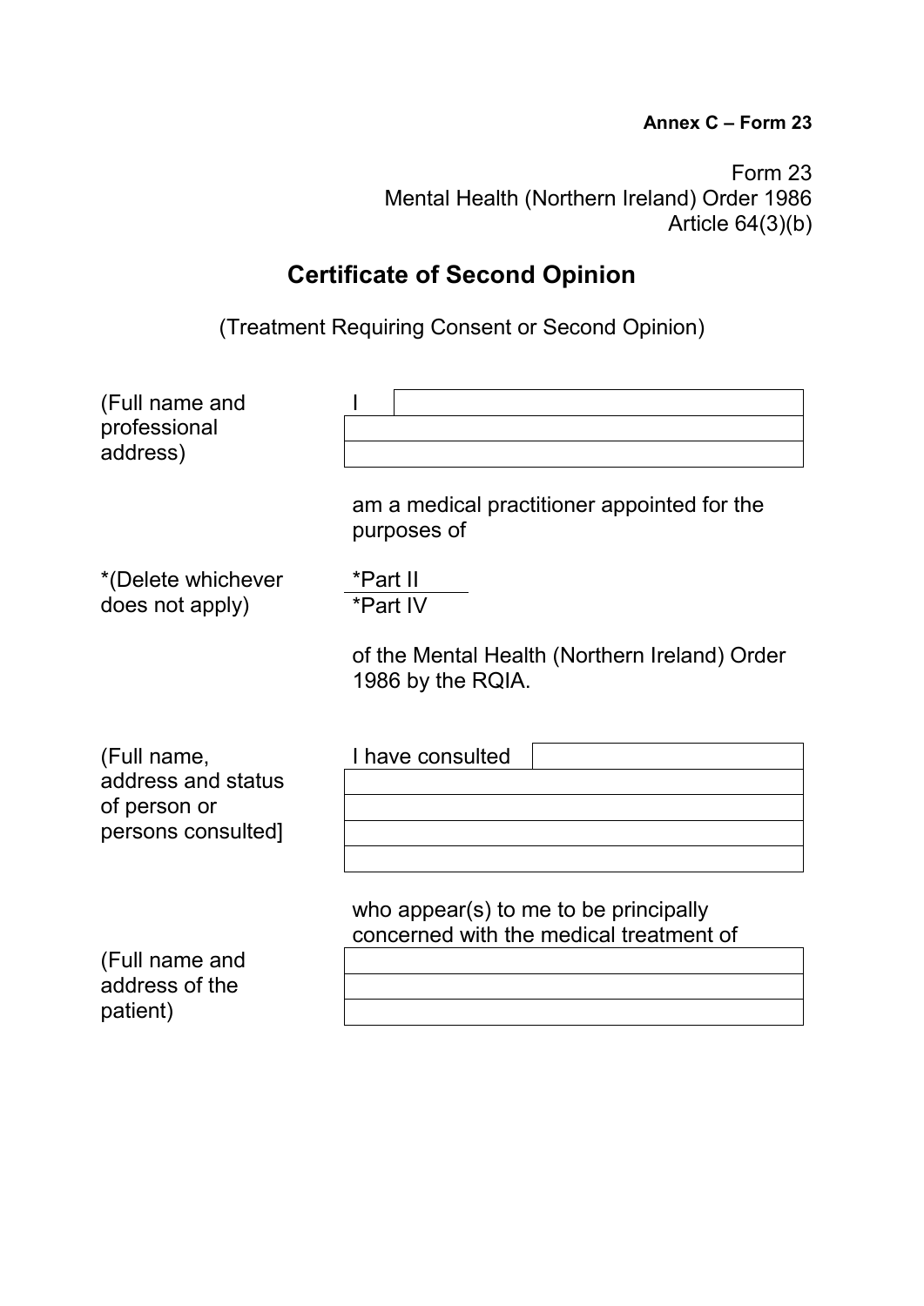**Annex C – Form 23**

Form 23
Mental Health (Northern Ireland) Order 1986
Article 64(3)(b)

# Certificate of Second Opinion

(Treatment Requiring Consent or Second Opinion)

| (Full name and professional address) | I |
|---|---|
| | |
| | |

am a medical practitioner appointed for the purposes of

*(Delete whichever does not apply)

*Part II
*Part IV

of the Mental Health (Northern Ireland) Order 1986 by the RQIA.

| (Full name, address and status of person or persons consulted] | I have consulted |
|---|---|
| | |
| | |
| | |
| | |

who appear(s) to me to be principally concerned with the medical treatment of

| (Full name and address of the patient) | |
|---|---|
| | |
| | |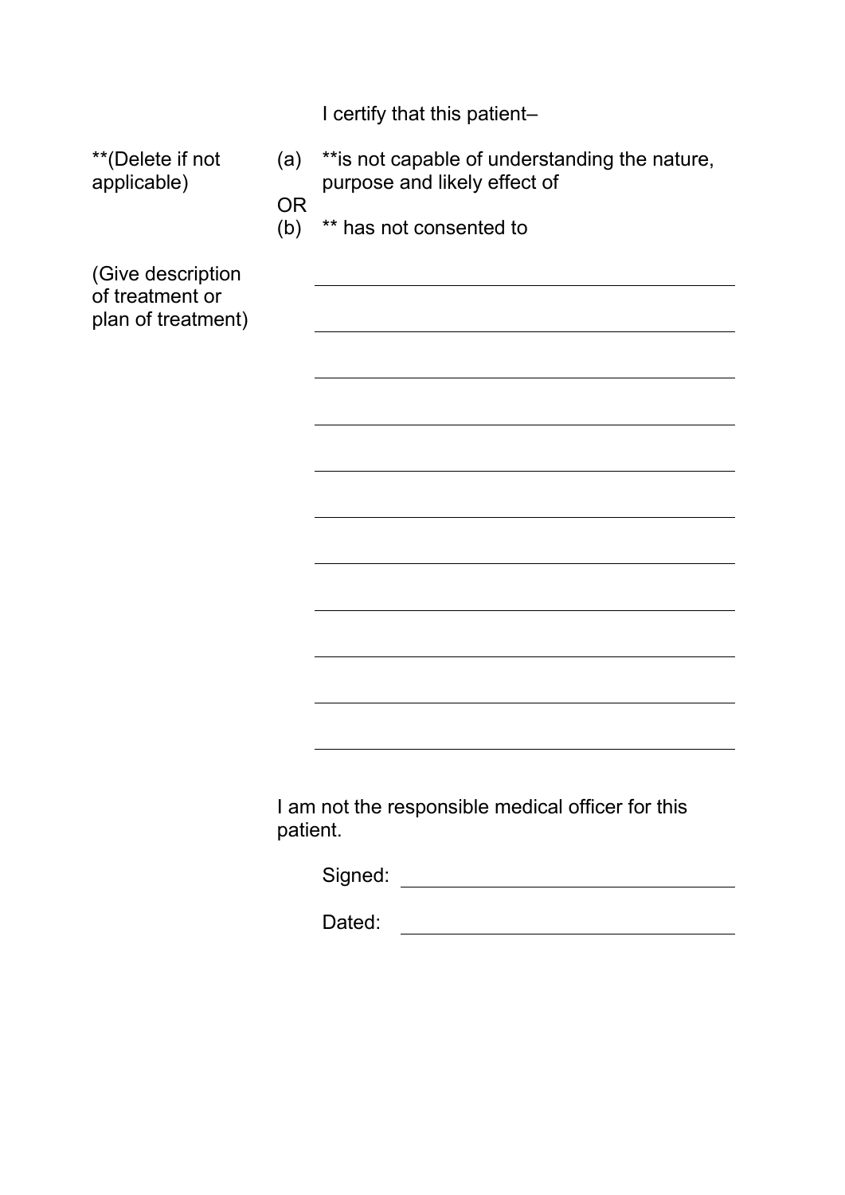I certify that this patient–

**(Delete if not applicable)

(a) **is not capable of understanding the nature, purpose and likely effect of

OR

(b) ** has not consented to

(Give description of treatment or plan of treatment)

\_\_\_\_\_\_\_\_\_\_\_\_\_\_\_\_\_\_\_\_\_\_\_\_\_\_\_\_\_\_\_\_\_\_\_\_\_\_\_\_

\_\_\_\_\_\_\_\_\_\_\_\_\_\_\_\_\_\_\_\_\_\_\_\_\_\_\_\_\_\_\_\_\_\_\_\_\_\_\_\_

\_\_\_\_\_\_\_\_\_\_\_\_\_\_\_\_\_\_\_\_\_\_\_\_\_\_\_\_\_\_\_\_\_\_\_\_\_\_\_\_

\_\_\_\_\_\_\_\_\_\_\_\_\_\_\_\_\_\_\_\_\_\_\_\_\_\_\_\_\_\_\_\_\_\_\_\_\_\_\_\_

\_\_\_\_\_\_\_\_\_\_\_\_\_\_\_\_\_\_\_\_\_\_\_\_\_\_\_\_\_\_\_\_\_\_\_\_\_\_\_\_

\_\_\_\_\_\_\_\_\_\_\_\_\_\_\_\_\_\_\_\_\_\_\_\_\_\_\_\_\_\_\_\_\_\_\_\_\_\_\_\_

\_\_\_\_\_\_\_\_\_\_\_\_\_\_\_\_\_\_\_\_\_\_\_\_\_\_\_\_\_\_\_\_\_\_\_\_\_\_\_\_

\_\_\_\_\_\_\_\_\_\_\_\_\_\_\_\_\_\_\_\_\_\_\_\_\_\_\_\_\_\_\_\_\_\_\_\_\_\_\_\_

\_\_\_\_\_\_\_\_\_\_\_\_\_\_\_\_\_\_\_\_\_\_\_\_\_\_\_\_\_\_\_\_\_\_\_\_\_\_\_\_

\_\_\_\_\_\_\_\_\_\_\_\_\_\_\_\_\_\_\_\_\_\_\_\_\_\_\_\_\_\_\_\_\_\_\_\_\_\_\_\_

\_\_\_\_\_\_\_\_\_\_\_\_\_\_\_\_\_\_\_\_\_\_\_\_\_\_\_\_\_\_\_\_\_\_\_\_\_\_\_\_

I am not the responsible medical officer for this patient.

Signed: \_\_\_\_\_\_\_\_\_\_\_\_\_\_\_\_\_\_\_\_\_\_\_\_\_\_\_\_\_\_\_\_

Dated: \_\_\_\_\_\_\_\_\_\_\_\_\_\_\_\_\_\_\_\_\_\_\_\_\_\_\_\_\_\_\_\_